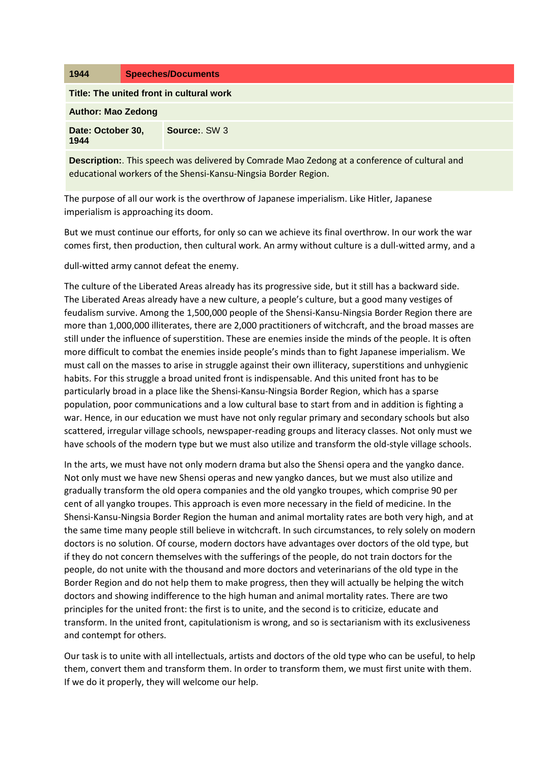| 1944 | Speeches/Documents |
| --- | --- |
| **Title: The united front in cultural work** | |
| **Author: Mao Zedong** | |
| **Date: October 30, 1944** | **Source:**. SW 3 |
| **Description:**. This speech was delivered by Comrade Mao Zedong at a conference of cultural and educational workers of the Shensi-Kansu-Ningsia Border Region. | |

The purpose of all our work is the overthrow of Japanese imperialism. Like Hitler, Japanese imperialism is approaching its doom.

But we must continue our efforts, for only so can we achieve its final overthrow. In our work the war comes first, then production, then cultural work. An army without culture is a dull-witted army, and a dull-witted army cannot defeat the enemy.

The culture of the Liberated Areas already has its progressive side, but it still has a backward side. The Liberated Areas already have a new culture, a people's culture, but a good many vestiges of feudalism survive. Among the 1,500,000 people of the Shensi-Kansu-Ningsia Border Region there are more than 1,000,000 illiterates, there are 2,000 practitioners of witchcraft, and the broad masses are still under the influence of superstition. These are enemies inside the minds of the people. It is often more difficult to combat the enemies inside people's minds than to fight Japanese imperialism. We must call on the masses to arise in struggle against their own illiteracy, superstitions and unhygienic habits. For this struggle a broad united front is indispensable. And this united front has to be particularly broad in a place like the Shensi-Kansu-Ningsia Border Region, which has a sparse population, poor communications and a low cultural base to start from and in addition is fighting a war. Hence, in our education we must have not only regular primary and secondary schools but also scattered, irregular village schools, newspaper-reading groups and literacy classes. Not only must we have schools of the modern type but we must also utilize and transform the old-style village schools.

In the arts, we must have not only modern drama but also the Shensi opera and the yangko dance. Not only must we have new Shensi operas and new yangko dances, but we must also utilize and gradually transform the old opera companies and the old yangko troupes, which comprise 90 per cent of all yangko troupes. This approach is even more necessary in the field of medicine. In the Shensi-Kansu-Ningsia Border Region the human and animal mortality rates are both very high, and at the same time many people still believe in witchcraft. In such circumstances, to rely solely on modern doctors is no solution. Of course, modern doctors have advantages over doctors of the old type, but if they do not concern themselves with the sufferings of the people, do not train doctors for the people, do not unite with the thousand and more doctors and veterinarians of the old type in the Border Region and do not help them to make progress, then they will actually be helping the witch doctors and showing indifference to the high human and animal mortality rates. There are two principles for the united front: the first is to unite, and the second is to criticize, educate and transform. In the united front, capitulationism is wrong, and so is sectarianism with its exclusiveness and contempt for others.

Our task is to unite with all intellectuals, artists and doctors of the old type who can be useful, to help them, convert them and transform them. In order to transform them, we must first unite with them. If we do it properly, they will welcome our help.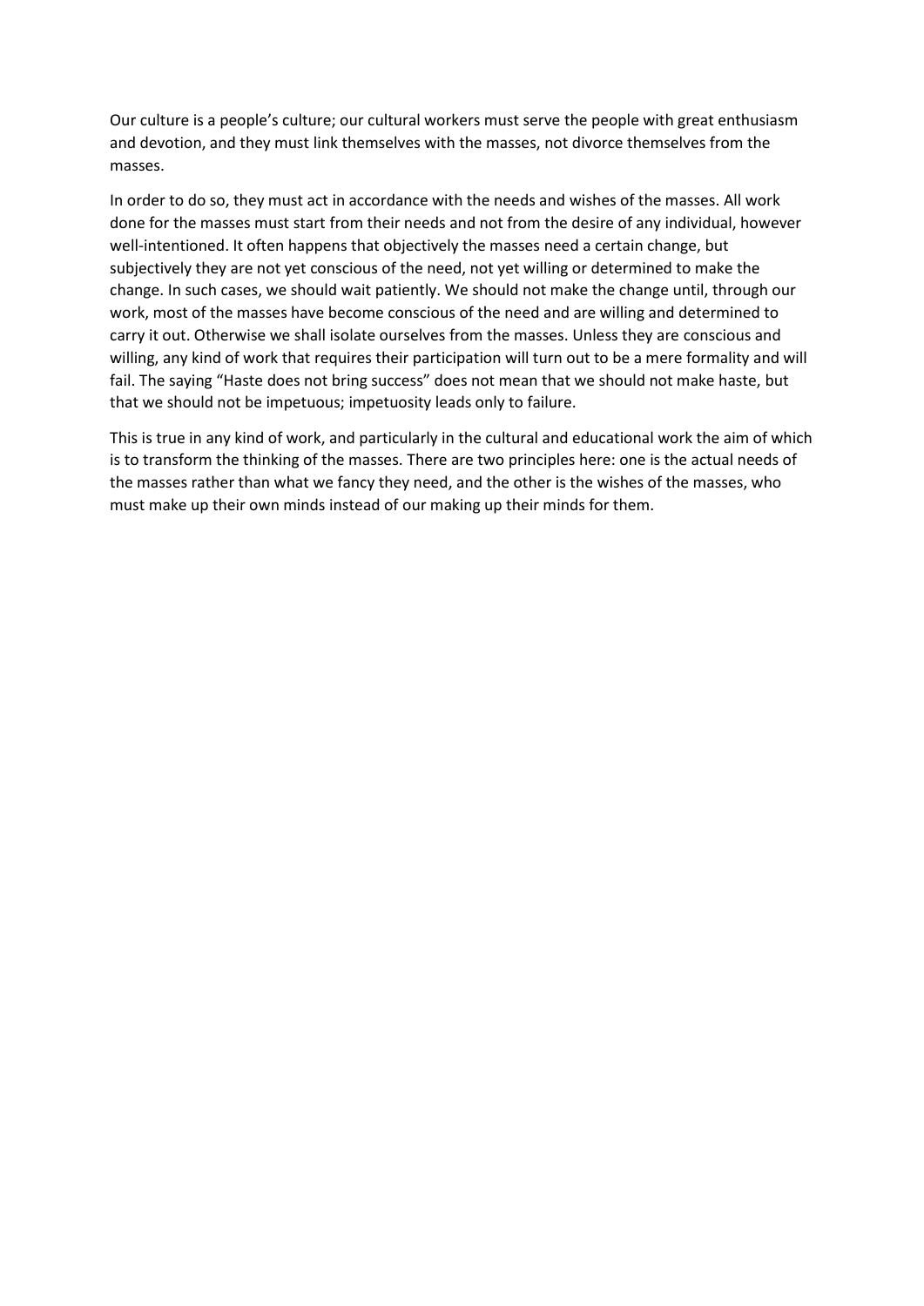Our culture is a people's culture; our cultural workers must serve the people with great enthusiasm and devotion, and they must link themselves with the masses, not divorce themselves from the masses.

In order to do so, they must act in accordance with the needs and wishes of the masses. All work done for the masses must start from their needs and not from the desire of any individual, however well-intentioned. It often happens that objectively the masses need a certain change, but subjectively they are not yet conscious of the need, not yet willing or determined to make the change. In such cases, we should wait patiently. We should not make the change until, through our work, most of the masses have become conscious of the need and are willing and determined to carry it out. Otherwise we shall isolate ourselves from the masses. Unless they are conscious and willing, any kind of work that requires their participation will turn out to be a mere formality and will fail. The saying "Haste does not bring success" does not mean that we should not make haste, but that we should not be impetuous; impetuosity leads only to failure.

This is true in any kind of work, and particularly in the cultural and educational work the aim of which is to transform the thinking of the masses. There are two principles here: one is the actual needs of the masses rather than what we fancy they need, and the other is the wishes of the masses, who must make up their own minds instead of our making up their minds for them.